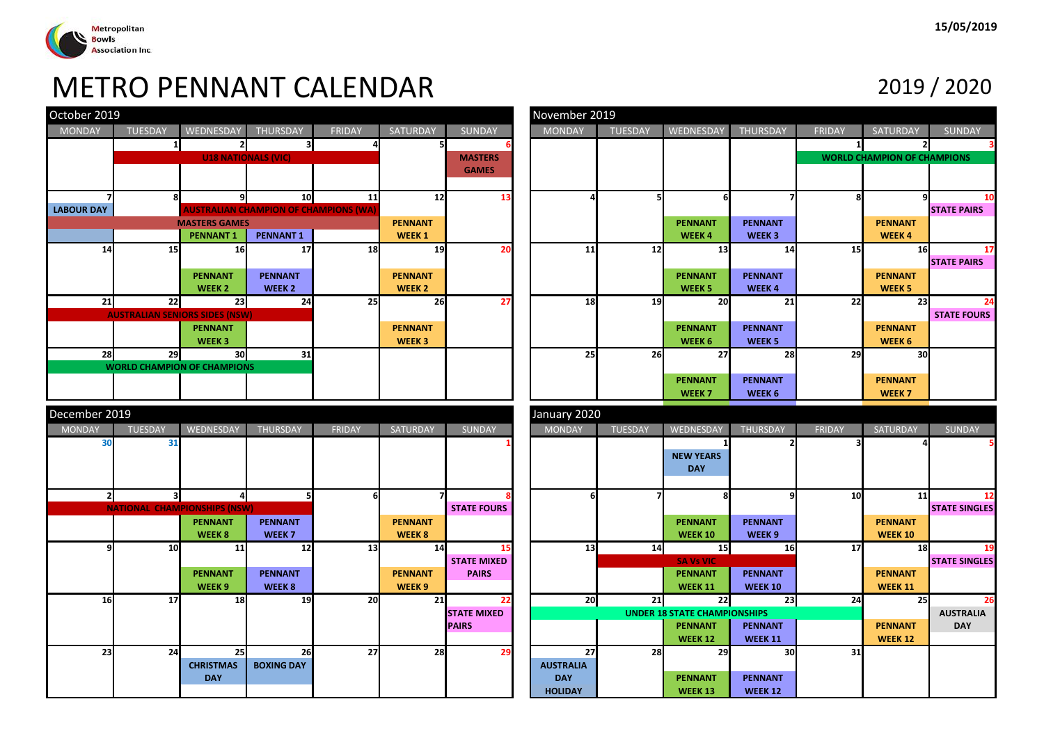Metropolitan Bowls Association Inc

15/05/2019

# METRO PENNANT CALENDAR

2019 / 2020

## October 2019

| MONDAY | TUESDAY | WEDNESDAY | THURSDAY | FRIDAY | SATURDAY | SUNDAY |
|---|---|---|---|---|---|---|
| | 1 | 2 | 3 | 4 | 5 | 6 |
| | U18 NATIONALS (VIC) | U18 NATIONALS (VIC) | U18 NATIONALS (VIC) | U18 NATIONALS (VIC) | | MASTERS GAMES |
| 7 | 8 | 9 | 10 | 11 | 12 | 13 |
| LABOUR DAY | | AUSTRALIAN CHAMPION OF CHAMPIONS (WA) | AUSTRALIAN CHAMPION OF CHAMPIONS (WA) | AUSTRALIAN CHAMPION OF CHAMPIONS (WA) | | |
| MASTERS GAMES | MASTERS GAMES | MASTERS GAMES | MASTERS GAMES | MASTERS GAMES | PENNANT WEEK 1 | |
| | | PENNANT 1 | PENNANT 1 | | | |
| 14 | 15 | 16 | 17 | 18 | 19 | 20 |
| | | PENNANT WEEK 2 | PENNANT WEEK 2 | | PENNANT WEEK 2 | |
| 21 | 22 | 23 | 24 | 25 | 26 | 27 |
| AUSTRALIAN SENIORS SIDES (NSW) | AUSTRALIAN SENIORS SIDES (NSW) | AUSTRALIAN SENIORS SIDES (NSW) | AUSTRALIAN SENIORS SIDES (NSW) | | | |
| | | PENNANT WEEK 3 | | | PENNANT WEEK 3 | |
| 28 | 29 | 30 | 31 | | | |
| WORLD CHAMPION OF CHAMPIONS | WORLD CHAMPION OF CHAMPIONS | WORLD CHAMPION OF CHAMPIONS | WORLD CHAMPION OF CHAMPIONS | | | |

## November 2019

| MONDAY | TUESDAY | WEDNESDAY | THURSDAY | FRIDAY | SATURDAY | SUNDAY |
|---|---|---|---|---|---|---|
| | | | | 1 | 2 | 3 |
| | | | | WORLD CHAMPION OF CHAMPIONS | WORLD CHAMPION OF CHAMPIONS | WORLD CHAMPION OF CHAMPIONS |
| 4 | 5 | 6 | 7 | 8 | 9 | 10 |
| | | | | | | STATE PAIRS |
| | | PENNANT WEEK 4 | PENNANT WEEK 3 | | PENNANT WEEK 4 | |
| 11 | 12 | 13 | 14 | 15 | 16 | 17 |
| | | | | | | STATE PAIRS |
| | | PENNANT WEEK 5 | PENNANT WEEK 4 | | PENNANT WEEK 5 | |
| 18 | 19 | 20 | 21 | 22 | 23 | 24 |
| | | | | | | STATE FOURS |
| | | PENNANT WEEK 6 | PENNANT WEEK 5 | | PENNANT WEEK 6 | |
| 25 | 26 | 27 | 28 | 29 | 30 | |
| | | PENNANT WEEK 7 | PENNANT WEEK 6 | | PENNANT WEEK 7 | |

## December 2019

| MONDAY | TUESDAY | WEDNESDAY | THURSDAY | FRIDAY | SATURDAY | SUNDAY |
|---|---|---|---|---|---|---|
| 30 | 31 | | | | | 1 |
| 2 | 3 | 4 | 5 | 6 | 7 | 8 |
| NATIONAL CHAMPIONSHIPS (NSW) | NATIONAL CHAMPIONSHIPS (NSW) | NATIONAL CHAMPIONSHIPS (NSW) | NATIONAL CHAMPIONSHIPS (NSW) | | | STATE FOURS |
| | | PENNANT WEEK 8 | PENNANT WEEK 7 | | PENNANT WEEK 8 | |
| 9 | 10 | 11 | 12 | 13 | 14 | 15 |
| | | PENNANT WEEK 9 | PENNANT WEEK 8 | | PENNANT WEEK 9 | STATE MIXED PAIRS |
| 16 | 17 | 18 | 19 | 20 | 21 | 22 |
| | | | | | | STATE MIXED PAIRS |
| 23 | 24 | 25 | 26 | 27 | 28 | 29 |
| | | CHRISTMAS DAY | BOXING DAY | | | |

## January 2020

| MONDAY | TUESDAY | WEDNESDAY | THURSDAY | FRIDAY | SATURDAY | SUNDAY |
|---|---|---|---|---|---|---|
| | | 1 | 2 | 3 | 4 | 5 |
| | | NEW YEARS DAY | | | | |
| 6 | 7 | 8 | 9 | 10 | 11 | 12 |
| | | | | | | STATE SINGLES |
| | | PENNANT WEEK 10 | PENNANT WEEK 9 | | PENNANT WEEK 10 | |
| 13 | 14 | 15 | 16 | 17 | 18 | 19 |
| | SA Vs VIC | SA Vs VIC | SA Vs VIC | | | STATE SINGLES |
| | | PENNANT WEEK 11 | PENNANT WEEK 10 | | PENNANT WEEK 11 | |
| 20 | 21 | 22 | 23 | 24 | 25 | 26 |
| UNDER 18 STATE CHAMPIONSHIPS | UNDER 18 STATE CHAMPIONSHIPS | UNDER 18 STATE CHAMPIONSHIPS | UNDER 18 STATE CHAMPIONSHIPS | UNDER 18 STATE CHAMPIONSHIPS | | AUSTRALIA DAY |
| | | PENNANT WEEK 12 | PENNANT WEEK 11 | | PENNANT WEEK 12 | |
| 27 | 28 | 29 | 30 | 31 | | |
| AUSTRALIA DAY HOLIDAY | | PENNANT WEEK 13 | PENNANT WEEK 12 | | | |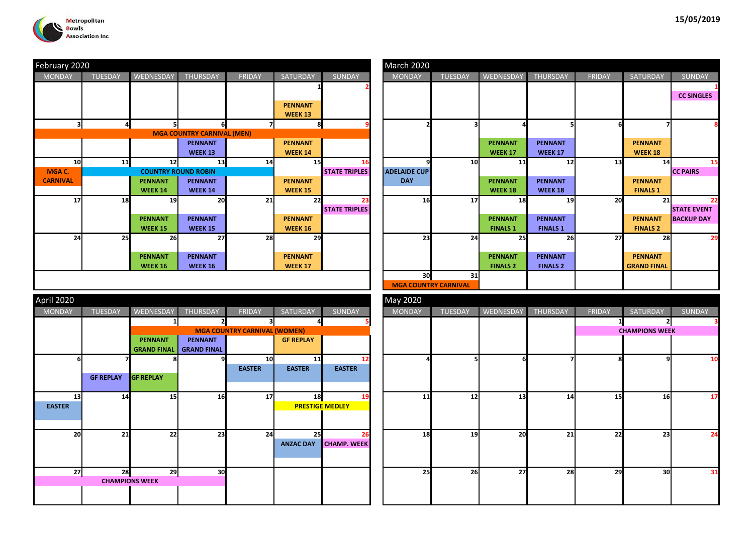Metropolitan Bowls Association Inc

15/05/2019

## February 2020

| MONDAY | TUESDAY | WEDNESDAY | THURSDAY | FRIDAY | SATURDAY | SUNDAY |
|---|---|---|---|---|---|---|
| | | | | | 1 PENNANT WEEK 13 | 2 |
| 3 MGA COUNTRY CARNIVAL (MEN) | 4 | 5 | 6 PENNANT WEEK 13 | 7 | 8 PENNANT WEEK 14 | 9 |
| 10 MGA C. CARNIVAL | 11 COUNTRY ROUND ROBIN | 12 PENNANT WEEK 14 | 13 PENNANT WEEK 14 | 14 | 15 PENNANT WEEK 15 | 16 STATE TRIPLES |
| 17 | 18 | 19 PENNANT WEEK 15 | 20 PENNANT WEEK 15 | 21 | 22 PENNANT WEEK 16 | 23 STATE TRIPLES |
| 24 | 25 | 26 PENNANT WEEK 16 | 27 PENNANT WEEK 16 | 28 | 29 PENNANT WEEK 17 | |

## March 2020

| MONDAY | TUESDAY | WEDNESDAY | THURSDAY | FRIDAY | SATURDAY | SUNDAY |
|---|---|---|---|---|---|---|
| | | | | | | 1 CC SINGLES |
| 2 | 3 | 4 PENNANT WEEK 17 | 5 PENNANT WEEK 17 | 6 | 7 PENNANT WEEK 18 | 8 |
| 9 ADELAIDE CUP DAY | 10 | 11 PENNANT WEEK 18 | 12 PENNANT WEEK 18 | 13 | 14 PENNANT FINALS 1 | 15 CC PAIRS |
| 16 | 17 | 18 PENNANT FINALS 1 | 19 PENNANT FINALS 1 | 20 | 21 PENNANT FINALS 2 | 22 STATE EVENT BACKUP DAY |
| 23 | 24 | 25 PENNANT FINALS 2 | 26 PENNANT FINALS 2 | 27 | 28 PENNANT GRAND FINAL | 29 |
| 30 MGA COUNTRY CARNIVAL | 31 | | | | | |

## April 2020

| MONDAY | TUESDAY | WEDNESDAY | THURSDAY | FRIDAY | SATURDAY | SUNDAY |
|---|---|---|---|---|---|---|
| | | 1 MGA COUNTRY CARNIVAL (WOMEN) PENNANT GRAND FINAL | 2 PENNANT GRAND FINAL | 3 | 4 GF REPLAY | 5 |
| 6 | 7 GF REPLAY | 8 GF REPLAY | 9 | 10 EASTER | 11 EASTER | 12 EASTER |
| 13 EASTER | 14 | 15 | 16 | 17 | 18 PRESTIGE MEDLEY | 19 |
| 20 | 21 | 22 | 23 | 24 | 25 ANZAC DAY | 26 CHAMP. WEEK |
| 27 CHAMPIONS WEEK | 28 | 29 | 30 | | | |

## May 2020

| MONDAY | TUESDAY | WEDNESDAY | THURSDAY | FRIDAY | SATURDAY | SUNDAY |
|---|---|---|---|---|---|---|
| | | | | 1 CHAMPIONS WEEK | 2 | 3 |
| 4 | 5 | 6 | 7 | 8 | 9 | 10 |
| 11 | 12 | 13 | 14 | 15 | 16 | 17 |
| 18 | 19 | 20 | 21 | 22 | 23 | 24 |
| 25 | 26 | 27 | 28 | 29 | 30 | 31 |